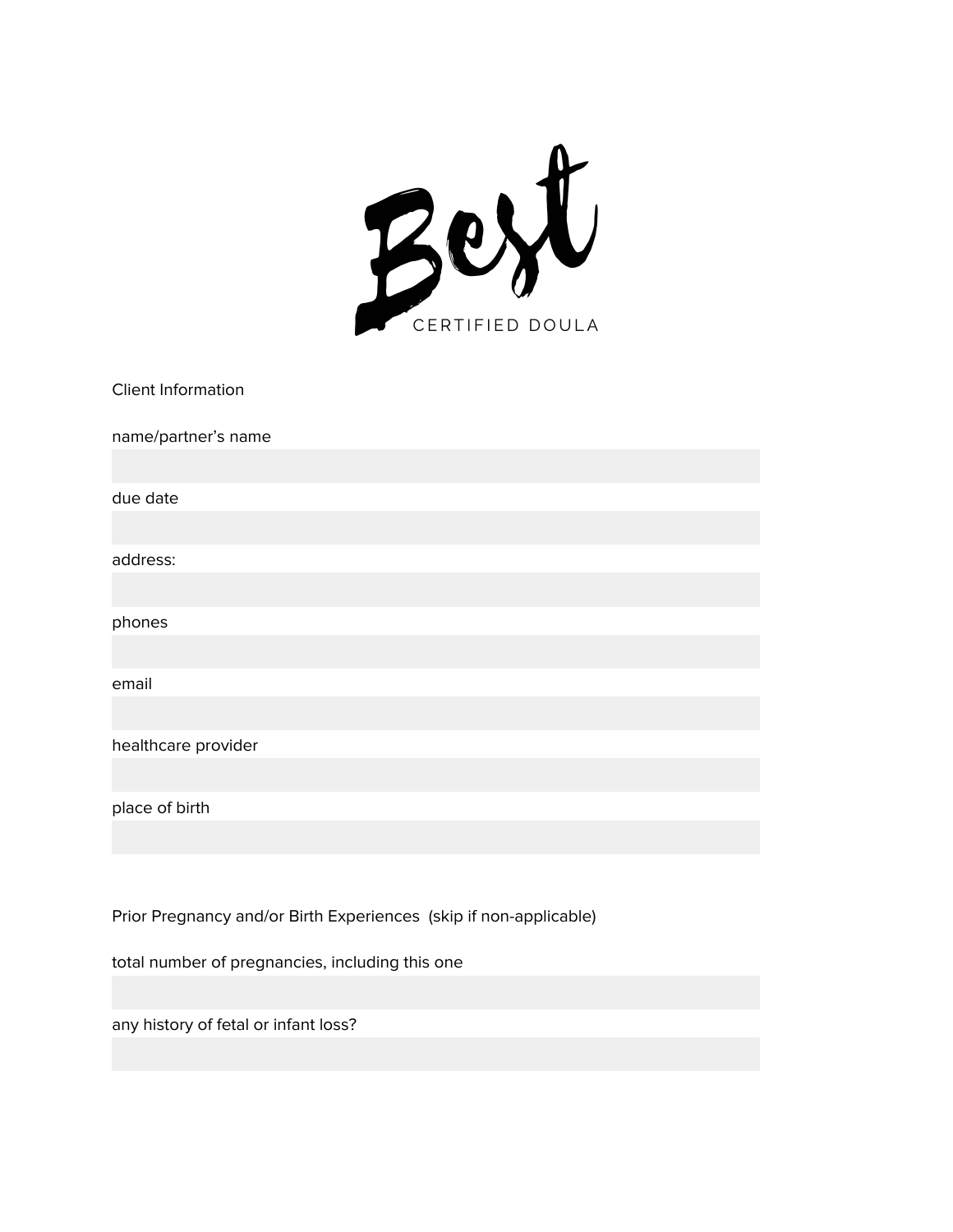# Best

CERTIFIED DOULA

## Client Information

name/partner's name

due date

address:

phones

email

healthcare provider

place of birth

## Prior Pregnancy and/or Birth Experiences (skip if non-applicable)

total number of pregnancies, including this one

any history of fetal or infant loss?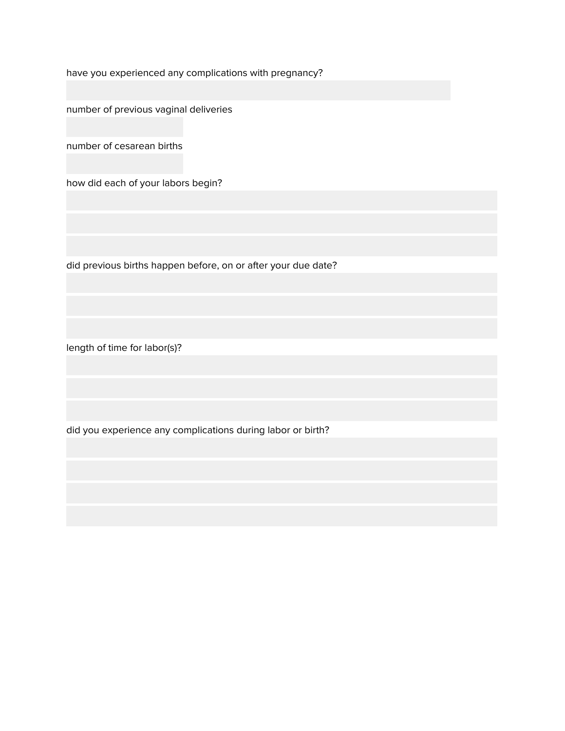have you experienced any complications with pregnancy?

number of previous vaginal deliveries

number of cesarean births

how did each of your labors begin?

did previous births happen before, on or after your due date?

length of time for labor(s)?

did you experience any complications during labor or birth?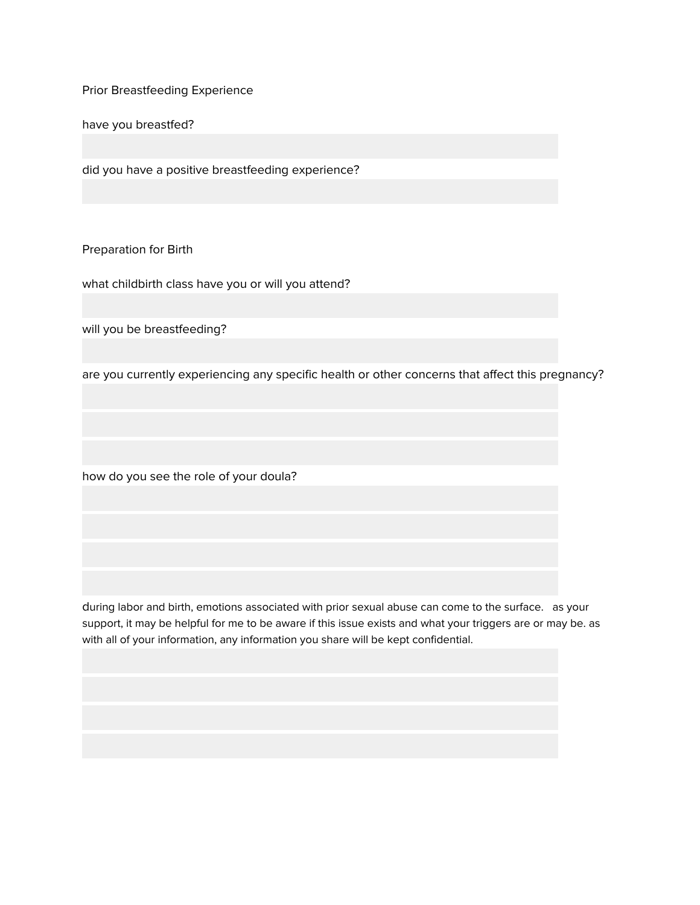## Prior Breastfeeding Experience

have you breastfed?

did you have a positive breastfeeding experience?

## Preparation for Birth

what childbirth class have you or will you attend?

will you be breastfeeding?

are you currently experiencing any specific health or other concerns that affect this pregnancy?

how do you see the role of your doula?

during labor and birth, emotions associated with prior sexual abuse can come to the surface. as your support, it may be helpful for me to be aware if this issue exists and what your triggers are or may be. as with all of your information, any information you share will be kept confidential.